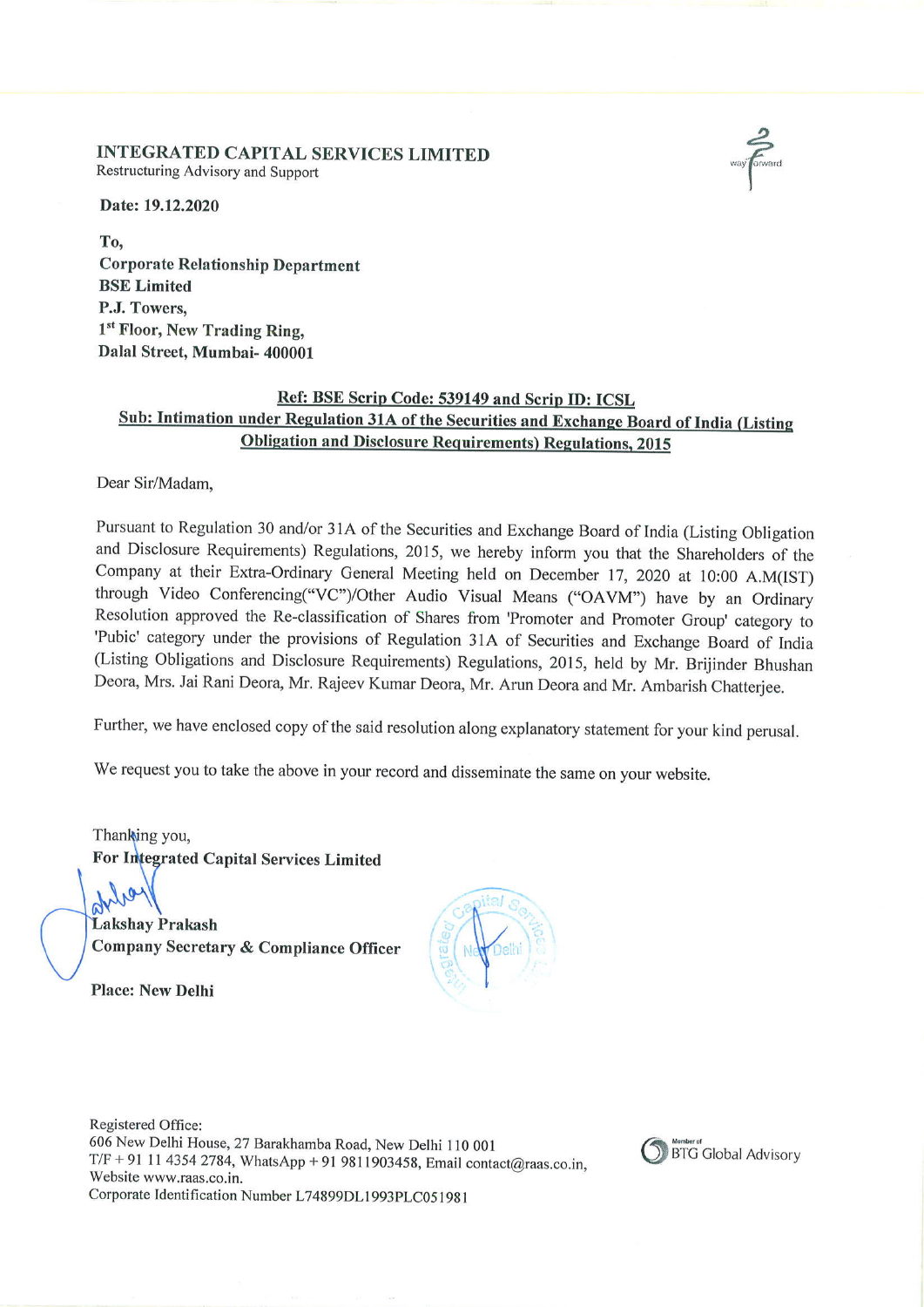**INTEGRATED CAPITAL SERVICES LIMITED**
Restructuring Advisory and Support

way forward

**Date: 19.12.2020**

**To,**
**Corporate Relationship Department**
**BSE Limited**
**P.J. Towers,**
**1st Floor, New Trading Ring,**
**Dalal Street, Mumbai- 400001**

**Ref: BSE Scrip Code: 539149 and Scrip ID: ICSL**
**Sub: Intimation under Regulation 31A of the Securities and Exchange Board of India (Listing Obligation and Disclosure Requirements) Regulations, 2015**

Dear Sir/Madam,

Pursuant to Regulation 30 and/or 31A of the Securities and Exchange Board of India (Listing Obligation and Disclosure Requirements) Regulations, 2015, we hereby inform you that the Shareholders of the Company at their Extra-Ordinary General Meeting held on December 17, 2020 at 10:00 A.M(IST) through Video Conferencing("VC")/Other Audio Visual Means ("OAVM") have by an Ordinary Resolution approved the Re-classification of Shares from 'Promoter and Promoter Group' category to 'Pubic' category under the provisions of Regulation 31A of Securities and Exchange Board of India (Listing Obligations and Disclosure Requirements) Regulations, 2015, held by Mr. Brijinder Bhushan Deora, Mrs. Jai Rani Deora, Mr. Rajeev Kumar Deora, Mr. Arun Deora and Mr. Ambarish Chatterjee.

Further, we have enclosed copy of the said resolution along explanatory statement for your kind perusal.

We request you to take the above in your record and disseminate the same on your website.

Thanking you,
**For Integrated Capital Services Limited**

**Lakshay Prakash**
**Company Secretary & Compliance Officer**

**Place: New Delhi**

Registered Office:
606 New Delhi House, 27 Barakhamba Road, New Delhi 110 001
T/F + 91 11 4354 2784, WhatsApp + 91 9811903458, Email contact@raas.co.in,
Website www.raas.co.in.
Corporate Identification Number L74899DL1993PLC051981

Member of BTG Global Advisory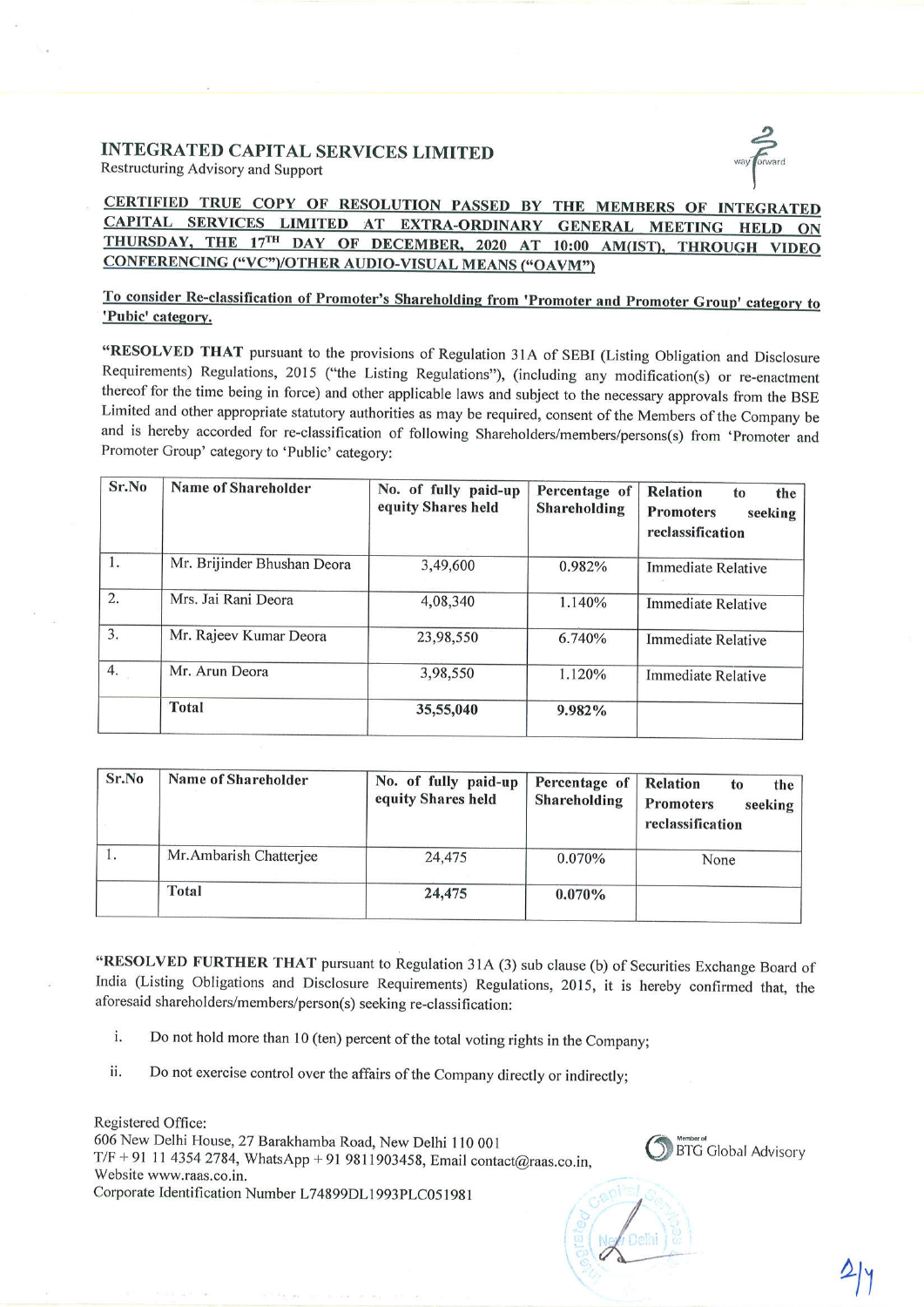# INTEGRATED CAPITAL SERVICES LIMITED

Restructuring Advisory and Support

**CERTIFIED TRUE COPY OF RESOLUTION PASSED BY THE MEMBERS OF INTEGRATED CAPITAL SERVICES LIMITED AT EXTRA-ORDINARY GENERAL MEETING HELD ON THURSDAY, THE 17TH DAY OF DECEMBER, 2020 AT 10:00 AM(IST), THROUGH VIDEO CONFERENCING ("VC")/OTHER AUDIO-VISUAL MEANS ("OAVM")**

**To consider Re-classification of Promoter's Shareholding from 'Promoter and Promoter Group' category to 'Pubic' category.**

"**RESOLVED THAT** pursuant to the provisions of Regulation 31A of SEBI (Listing Obligation and Disclosure Requirements) Regulations, 2015 ("the Listing Regulations"), (including any modification(s) or re-enactment thereof for the time being in force) and other applicable laws and subject to the necessary approvals from the BSE Limited and other appropriate statutory authorities as may be required, consent of the Members of the Company be and is hereby accorded for re-classification of following Shareholders/members/persons(s) from 'Promoter and Promoter Group' category to 'Public' category:

| Sr.No | Name of Shareholder | No. of fully paid-up equity Shares held | Percentage of Shareholding | Relation to the Promoters seeking reclassification |
|---|---|---|---|---|
| 1. | Mr. Brijinder Bhushan Deora | 3,49,600 | 0.982% | Immediate Relative |
| 2. | Mrs. Jai Rani Deora | 4,08,340 | 1.140% | Immediate Relative |
| 3. | Mr. Rajeev Kumar Deora | 23,98,550 | 6.740% | Immediate Relative |
| 4. | Mr. Arun Deora | 3,98,550 | 1.120% | Immediate Relative |
| | **Total** | **35,55,040** | **9.982%** | |

| Sr.No | Name of Shareholder | No. of fully paid-up equity Shares held | Percentage of Shareholding | Relation to the Promoters seeking reclassification |
|---|---|---|---|---|
| 1. | Mr.Ambarish Chatterjee | 24,475 | 0.070% | None |
| | **Total** | **24,475** | **0.070%** | |

"**RESOLVED FURTHER THAT** pursuant to Regulation 31A (3) sub clause (b) of Securities Exchange Board of India (Listing Obligations and Disclosure Requirements) Regulations, 2015, it is hereby confirmed that, the aforesaid shareholders/members/person(s) seeking re-classification:

i. Do not hold more than 10 (ten) percent of the total voting rights in the Company;

ii. Do not exercise control over the affairs of the Company directly or indirectly;

Registered Office:
606 New Delhi House, 27 Barakhamba Road, New Delhi 110 001
T/F + 91 11 4354 2784, WhatsApp + 91 9811903458, Email contact@raas.co.in,
Website www.raas.co.in.
Corporate Identification Number L74899DL1993PLC051981

Member of BTG Global Advisory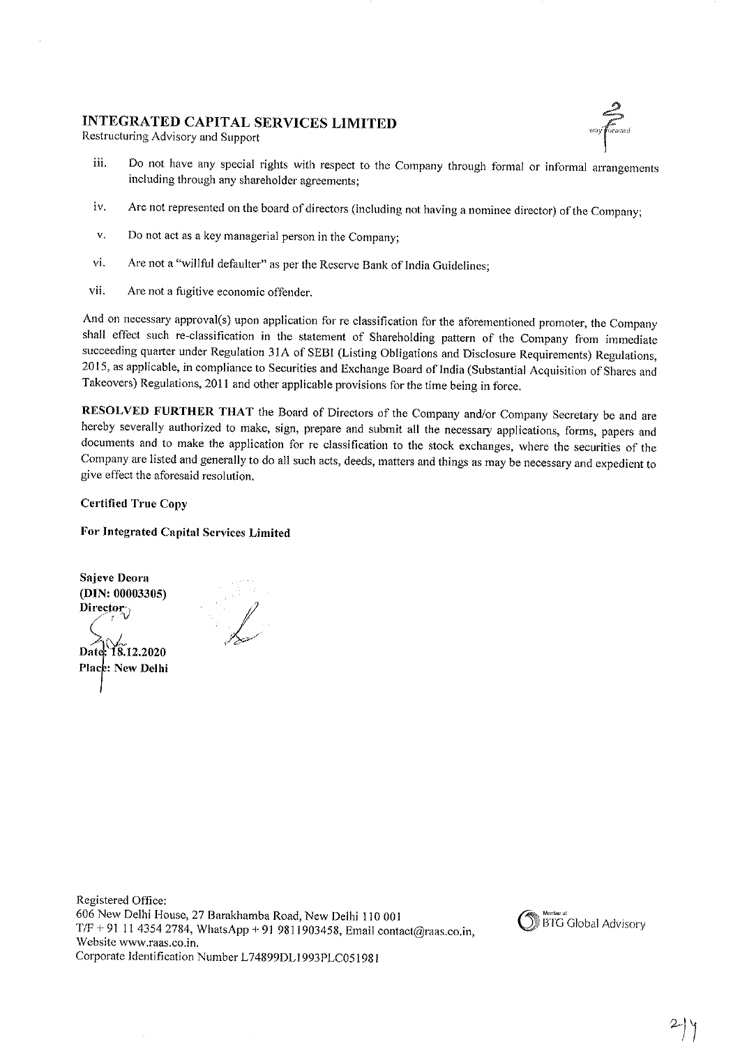**INTEGRATED CAPITAL SERVICES LIMITED**
Restructuring Advisory and Support

iii. Do not have any special rights with respect to the Company through formal or informal arrangements including through any shareholder agreements;

iv. Are not represented on the board of directors (including not having a nominee director) of the Company;

v. Do not act as a key managerial person in the Company;

vi. Are not a "willful defaulter" as per the Reserve Bank of India Guidelines;

vii. Are not a fugitive economic offender.

And on necessary approval(s) upon application for re classification for the aforementioned promoter, the Company shall effect such re-classification in the statement of Shareholding pattern of the Company from immediate succeeding quarter under Regulation 31A of SEBI (Listing Obligations and Disclosure Requirements) Regulations, 2015, as applicable, in compliance to Securities and Exchange Board of India (Substantial Acquisition of Shares and Takeovers) Regulations, 2011 and other applicable provisions for the time being in force.

**RESOLVED FURTHER THAT** the Board of Directors of the Company and/or Company Secretary be and are hereby severally authorized to make, sign, prepare and submit all the necessary applications, forms, papers and documents and to make the application for re classification to the stock exchanges, where the securities of the Company are listed and generally to do all such acts, deeds, matters and things as may be necessary and expedient to give effect the aforesaid resolution.

**Certified True Copy**

**For Integrated Capital Services Limited**

**Sajeve Deora**
**(DIN: 00003305)**
**Director**

**Date: 18.12.2020**
**Place: New Delhi**

Registered Office:
606 New Delhi House, 27 Barakhamba Road, New Delhi 110 001
T/F + 91 11 4354 2784, WhatsApp + 91 9811903458, Email contact@raas.co.in,
Website www.raas.co.in.
Corporate Identification Number L74899DL1993PLC051981

Member of BTG Global Advisory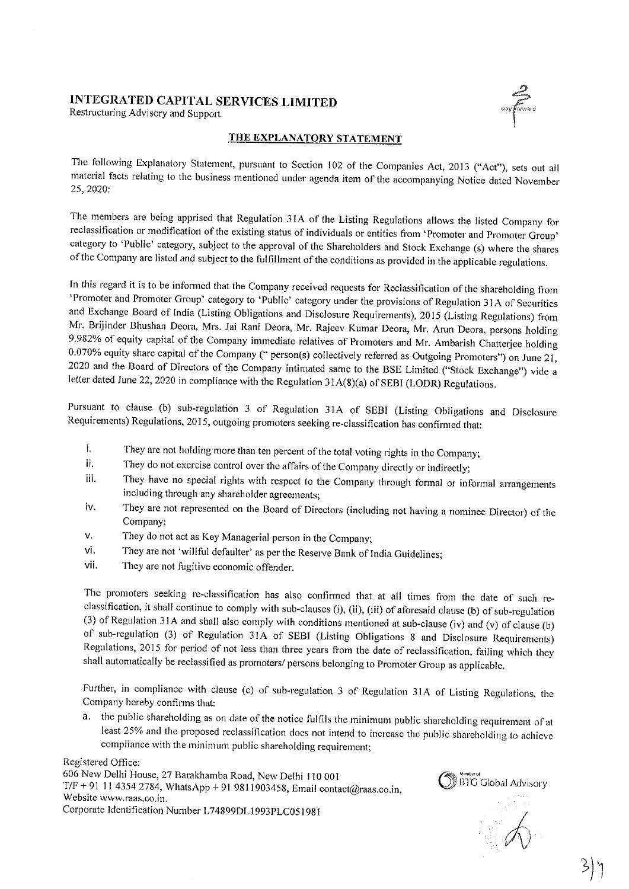# INTEGRATED CAPITAL SERVICES LIMITED

Restructuring Advisory and Support

## THE EXPLANATORY STATEMENT

The following Explanatory Statement, pursuant to Section 102 of the Companies Act, 2013 ("Act"), sets out all material facts relating to the business mentioned under agenda item of the accompanying Notice dated November 25, 2020:

The members are being apprised that Regulation 31A of the Listing Regulations allows the listed Company for reclassification or modification of the existing status of individuals or entities from 'Promoter and Promoter Group' category to 'Public' category, subject to the approval of the Shareholders and Stock Exchange (s) where the shares of the Company are listed and subject to the fulfillment of the conditions as provided in the applicable regulations.

In this regard it is to be informed that the Company received requests for Reclassification of the shareholding from 'Promoter and Promoter Group' category to 'Public' category under the provisions of Regulation 31A of Securities and Exchange Board of India (Listing Obligations and Disclosure Requirements), 2015 (Listing Regulations) from Mr. Brijinder Bhushan Deora, Mrs. Jai Rani Deora, Mr. Rajeev Kumar Deora, Mr. Arun Deora, persons holding 9.982% of equity capital of the Company immediate relatives of Promoters and Mr. Ambarish Chatterjee holding 0.070% equity share capital of the Company (" person(s) collectively referred as Outgoing Promoters") on June 21, 2020 and the Board of Directors of the Company intimated same to the BSE Limited ("Stock Exchange") vide a letter dated June 22, 2020 in compliance with the Regulation 31A(8)(a) of SEBI (LODR) Regulations.

Pursuant to clause (b) sub-regulation 3 of Regulation 31A of SEBI (Listing Obligations and Disclosure Requirements) Regulations, 2015, outgoing promoters seeking re-classification has confirmed that:

i. They are not holding more than ten percent of the total voting rights in the Company;
ii. They do not exercise control over the affairs of the Company directly or indirectly;
iii. They have no special rights with respect to the Company through formal or informal arrangements including through any shareholder agreements;
iv. They are not represented on the Board of Directors (including not having a nominee Director) of the Company;
v. They do not act as Key Managerial person in the Company;
vi. They are not 'willful defaulter' as per the Reserve Bank of India Guidelines;
vii. They are not fugitive economic offender.

The promoters seeking re-classification has also confirmed that at all times from the date of such re-classification, it shall continue to comply with sub-clauses (i), (ii), (iii) of aforesaid clause (b) of sub-regulation (3) of Regulation 31A and shall also comply with conditions mentioned at sub-clause (iv) and (v) of clause (b) of sub-regulation (3) of Regulation 31A of SEBI (Listing Obligations 8 and Disclosure Requirements) Regulations, 2015 for period of not less than three years from the date of reclassification, failing which they shall automatically be reclassified as promoters/ persons belonging to Promoter Group as applicable.

Further, in compliance with clause (c) of sub-regulation 3 of Regulation 31A of Listing Regulations, the Company hereby confirms that:

a. the public shareholding as on date of the notice fulfils the minimum public shareholding requirement of at least 25% and the proposed reclassification does not intend to increase the public shareholding to achieve compliance with the minimum public shareholding requirement;

Registered Office:
606 New Delhi House, 27 Barakhamba Road, New Delhi 110 001
T/F + 91 11 4354 2784, WhatsApp + 91 9811903458, Email contact@raas.co.in,
Website www.raas.co.in.
Corporate Identification Number L74899DL1993PLC051981

Member of BTG Global Advisory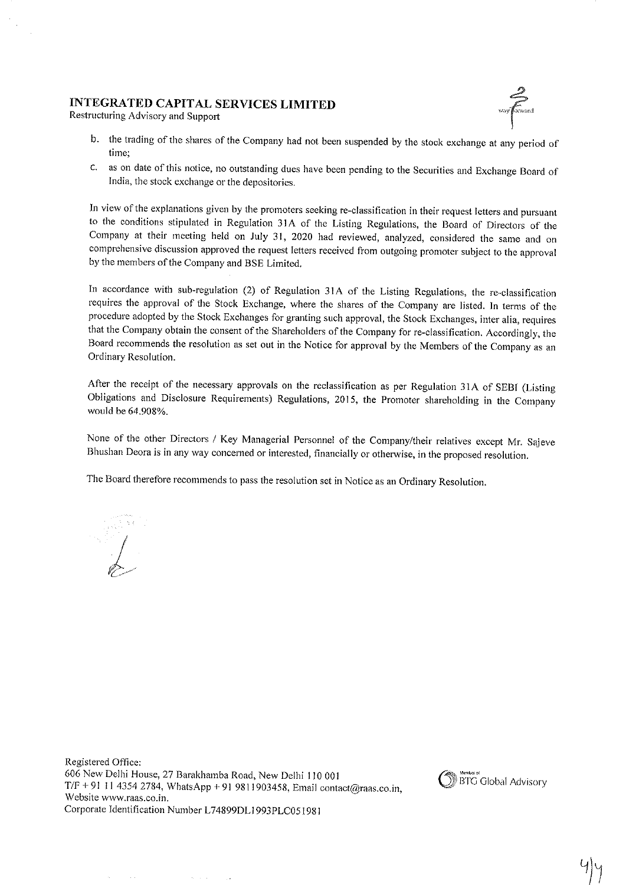b. the trading of the shares of the Company had not been suspended by the stock exchange at any period of time;
c. as on date of this notice, no outstanding dues have been pending to the Securities and Exchange Board of India, the stock exchange or the depositories.

In view of the explanations given by the promoters seeking re-classification in their request letters and pursuant to the conditions stipulated in Regulation 31A of the Listing Regulations, the Board of Directors of the Company at their meeting held on July 31, 2020 had reviewed, analyzed, considered the same and on comprehensive discussion approved the request letters received from outgoing promoter subject to the approval by the members of the Company and BSE Limited.

In accordance with sub-regulation (2) of Regulation 31A of the Listing Regulations, the re-classification requires the approval of the Stock Exchange, where the shares of the Company are listed. In terms of the procedure adopted by the Stock Exchanges for granting such approval, the Stock Exchanges, inter alia, requires that the Company obtain the consent of the Shareholders of the Company for re-classification. Accordingly, the Board recommends the resolution as set out in the Notice for approval by the Members of the Company as an Ordinary Resolution.

After the receipt of the necessary approvals on the reclassification as per Regulation 31A of SEBI (Listing Obligations and Disclosure Requirements) Regulations, 2015, the Promoter shareholding in the Company would be 64.908%.

None of the other Directors / Key Managerial Personnel of the Company/their relatives except Mr. Sajeve Bhushan Deora is in any way concerned or interested, financially or otherwise, in the proposed resolution.

The Board therefore recommends to pass the resolution set in Notice as an Ordinary Resolution.